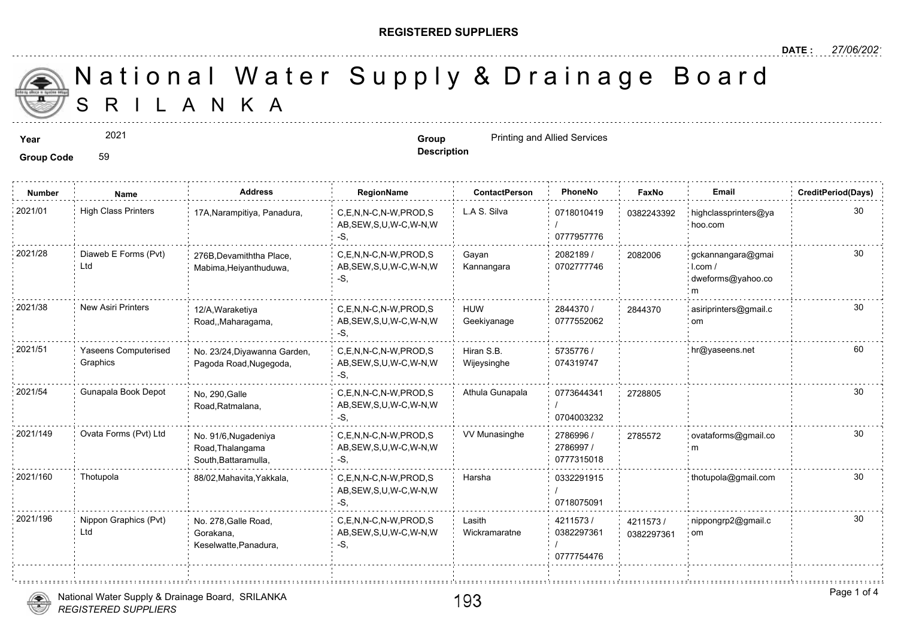**REGISTERED SUPPLIERS**

**DATE :** 27/06/2021

# National Water Supply & Drainage Board
## SRILANKA

**Year** 2021

**Group Code** 59

**Group Description** Printing and Allied Services

| Number | Name | Address | RegionName | ContactPerson | PhoneNo | FaxNo | Email | CreditPeriod(Days) |
|---|---|---|---|---|---|---|---|---|
| 2021/01 | High Class Printers | 17A,Narampitiya, Panadura, | C,E,N,N-C,N-W,PROD,SAB,SEW,S,U,W-C,W-N,W-S, | L.A S. Silva | 0718010419 / 0777957776 | 0382243392 | highclassprinters@yahoo.com | 30 |
| 2021/28 | Diaweb E Forms (Pvt) Ltd | 276B,Devamiththa Place, Mabima,Heiyanthuduwa, | C,E,N,N-C,N-W,PROD,SAB,SEW,S,U,W-C,W-N,W-S, | Gayan Kannangara | 2082189 / 0702777746 | 2082006 | gckannangara@gmail.com / dweforms@yahoo.com | 30 |
| 2021/38 | New Asiri Printers | 12/A,Waraketiya Road,,Maharagama, | C,E,N,N-C,N-W,PROD,SAB,SEW,S,U,W-C,W-N,W-S, | HUW Geekiyanage | 2844370 / 0777552062 | 2844370 | asiriprinters@gmail.com | 30 |
| 2021/51 | Yaseens Computerised Graphics | No. 23/24,Diyawanna Garden, Pagoda Road,Nugegoda, | C,E,N,N-C,N-W,PROD,SAB,SEW,S,U,W-C,W-N,W-S, | Hiran S.B. Wijeysinghe | 5735776 / 074319747 | | hr@yaseens.net | 60 |
| 2021/54 | Gunapala Book Depot | No, 290,Galle Road,Ratmalana, | C,E,N,N-C,N-W,PROD,SAB,SEW,S,U,W-C,W-N,W-S, | Athula Gunapala | 0773644341 / 0704003232 | 2728805 | | 30 |
| 2021/149 | Ovata Forms (Pvt) Ltd | No. 91/6,Nugadeniya Road,Thalangama South,Battaramulla, | C,E,N,N-C,N-W,PROD,SAB,SEW,S,U,W-C,W-N,W-S, | VV Munasinghe | 2786996 / 2786997 / 0777315018 | 2785572 | ovataforms@gmail.com | 30 |
| 2021/160 | Thotupola | 88/02,Mahavita,Yakkala, | C,E,N,N-C,N-W,PROD,SAB,SEW,S,U,W-C,W-N,W-S, | Harsha | 0332291915 / 0718075091 | | thotupola@gmail.com | 30 |
| 2021/196 | Nippon Graphics (Pvt) Ltd | No. 278,Galle Road, Gorakana, Keselwatte,Panadura, | C,E,N,N-C,N-W,PROD,SAB,SEW,S,U,W-C,W-N,W-S, | Lasith Wickramaratne | 4211573 / 0382297361 / 0777754476 | 4211573 / 0382297361 | nippongrp2@gmail.com | 30 |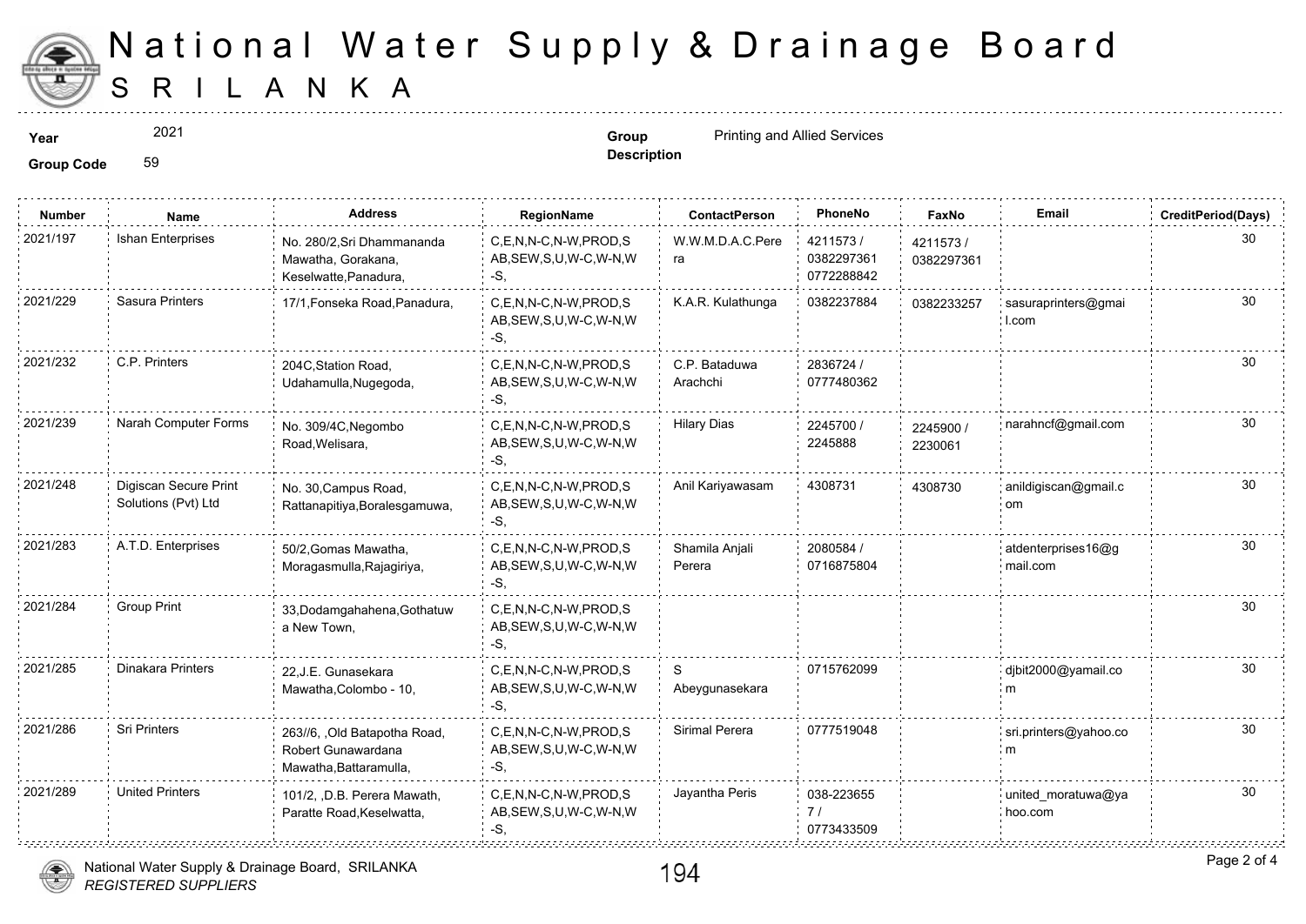# National Water Supply & Drainage Board
## SRILANKA

**Year** 2021

**Group Code** 59

**Group Description** Printing and Allied Services

| Number | Name | Address | RegionName | ContactPerson | PhoneNo | FaxNo | Email | CreditPeriod(Days) |
|---|---|---|---|---|---|---|---|---|
| 2021/197 | Ishan Enterprises | No. 280/2,Sri Dhammananda Mawatha, Gorakana, Keselwatte,Panadura, | C,E,N,N-C,N-W,PROD,SAB,SEW,S,U,W-C,W-N,W-S, | W.W.M.D.A.C.Perera | 4211573 / 0382297361 0772288842 | 4211573 / 0382297361 | | 30 |
| 2021/229 | Sasura Printers | 17/1,Fonseka Road,Panadura, | C,E,N,N-C,N-W,PROD,SAB,SEW,S,U,W-C,W-N,W-S, | K.A.R. Kulathunga | 0382237884 | 0382233257 | sasuraprinters@gmail.com | 30 |
| 2021/232 | C.P. Printers | 204C,Station Road, Udahamulla,Nugegoda, | C,E,N,N-C,N-W,PROD,SAB,SEW,S,U,W-C,W-N,W-S, | C.P. Bataduwa Arachchi | 2836724 / 0777480362 | | | 30 |
| 2021/239 | Narah Computer Forms | No. 309/4C,Negombo Road,Welisara, | C,E,N,N-C,N-W,PROD,SAB,SEW,S,U,W-C,W-N,W-S, | Hilary Dias | 2245700 / 2245888 | 2245900 / 2230061 | narahncf@gmail.com | 30 |
| 2021/248 | Digiscan Secure Print Solutions (Pvt) Ltd | No. 30,Campus Road, Rattanapitiya,Boralesgamuwa, | C,E,N,N-C,N-W,PROD,SAB,SEW,S,U,W-C,W-N,W-S, | Anil Kariyawasam | 4308731 | 4308730 | anildigiscan@gmail.com | 30 |
| 2021/283 | A.T.D. Enterprises | 50/2,Gomas Mawatha, Moragasmulla,Rajagiriya, | C,E,N,N-C,N-W,PROD,SAB,SEW,S,U,W-C,W-N,W-S, | Shamila Anjali Perera | 2080584 / 0716875804 | | atdenterprises16@gmail.com | 30 |
| 2021/284 | Group Print | 33,Dodamgahahena,Gothatuwa New Town, | C,E,N,N-C,N-W,PROD,SAB,SEW,S,U,W-C,W-N,W-S, | | | | | 30 |
| 2021/285 | Dinakara Printers | 22,J.E. Gunasekara Mawatha,Colombo - 10, | C,E,N,N-C,N-W,PROD,SAB,SEW,S,U,W-C,W-N,W-S, | S Abeygunasekara | 0715762099 | | djbit2000@yamail.com | 30 |
| 2021/286 | Sri Printers | 263//6, ,Old Batapotha Road, Robert Gunawardana Mawatha,Battaramulla, | C,E,N,N-C,N-W,PROD,SAB,SEW,S,U,W-C,W-N,W-S, | Sirimal Perera | 0777519048 | | sri.printers@yahoo.com | 30 |
| 2021/289 | United Printers | 101/2, ,D.B. Perera Mawath, Paratte Road,Keselwatta, | C,E,N,N-C,N-W,PROD,SAB,SEW,S,U,W-C,W-N,W-S, | Jayantha Peris | 038-2236557 / 0773433509 | | united_moratuwa@yahoo.com | 30 |

National Water Supply & Drainage Board, SRILANKA
*REGISTERED SUPPLIERS*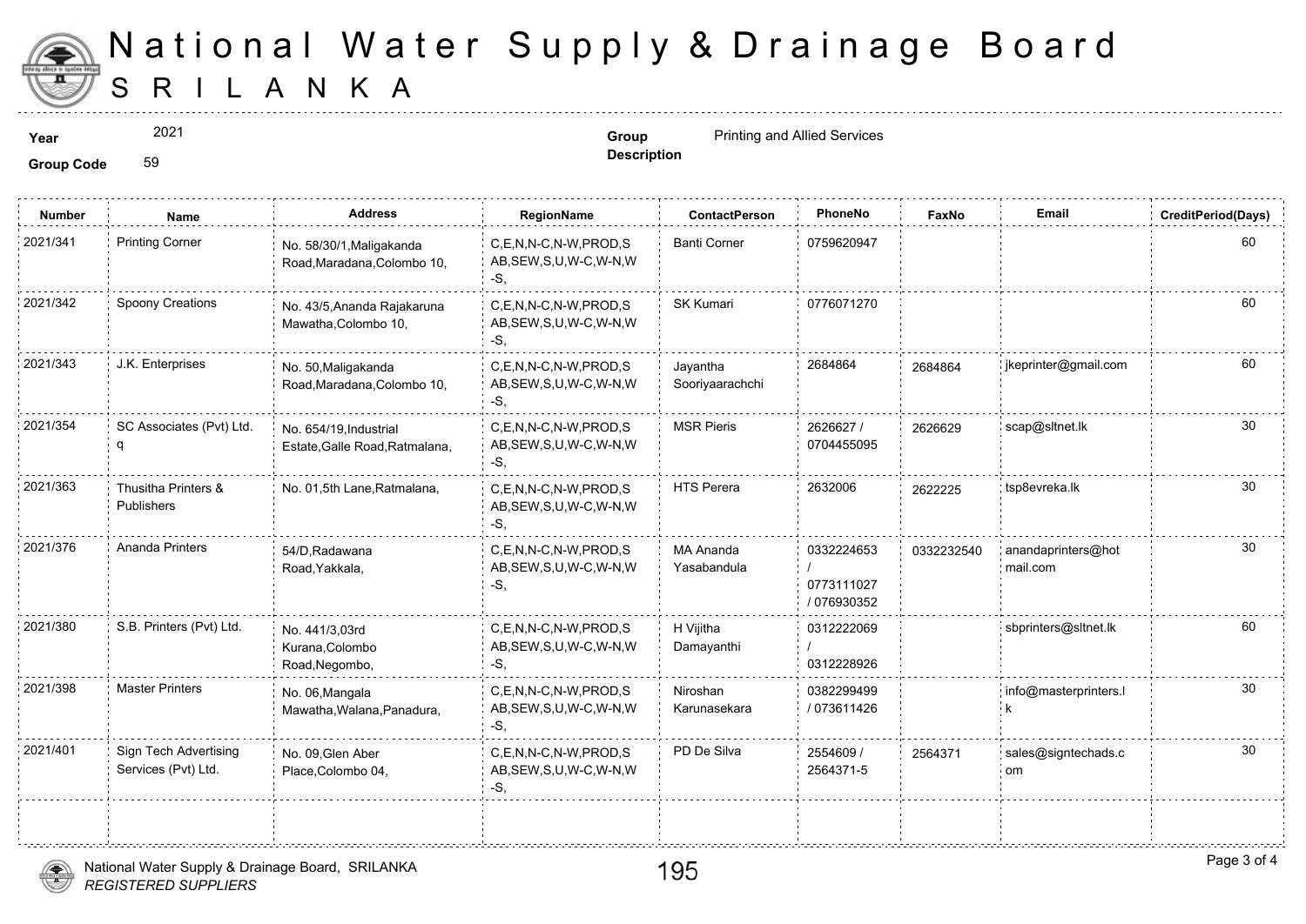# National Water Supply & Drainage Board

## SRILANKA

**Year** 2021

**Group Code** 59

**Group Description** Printing and Allied Services

| Number | Name | Address | RegionName | ContactPerson | PhoneNo | FaxNo | Email | CreditPeriod(Days) |
|---|---|---|---|---|---|---|---|---|
| 2021/341 | Printing Corner | No. 58/30/1,Maligakanda Road,Maradana,Colombo 10, | C,E,N,N-C,N-W,PROD,SAB,SEW,S,U,W-C,W-N,W-S, | Banti Corner | 0759620947 | | | 60 |
| 2021/342 | Spoony Creations | No. 43/5,Ananda Rajakaruna Mawatha,Colombo 10, | C,E,N,N-C,N-W,PROD,SAB,SEW,S,U,W-C,W-N,W-S, | SK Kumari | 0776071270 | | | 60 |
| 2021/343 | J.K. Enterprises | No. 50,Maligakanda Road,Maradana,Colombo 10, | C,E,N,N-C,N-W,PROD,SAB,SEW,S,U,W-C,W-N,W-S, | Jayantha Sooriyaarachchi | 2684864 | 2684864 | jkeprinter@gmail.com | 60 |
| 2021/354 | SC Associates (Pvt) Ltd. q | No. 654/19,Industrial Estate,Galle Road,Ratmalana, | C,E,N,N-C,N-W,PROD,SAB,SEW,S,U,W-C,W-N,W-S, | MSR Pieris | 2626627 / 0704455095 | 2626629 | scap@sltnet.lk | 30 |
| 2021/363 | Thusitha Printers & Publishers | No. 01,5th Lane,Ratmalana, | C,E,N,N-C,N-W,PROD,SAB,SEW,S,U,W-C,W-N,W-S, | HTS Perera | 2632006 | 2622225 | tsp8evreka.lk | 30 |
| 2021/376 | Ananda Printers | 54/D,Radawana Road,Yakkala, | C,E,N,N-C,N-W,PROD,SAB,SEW,S,U,W-C,W-N,W-S, | MA Ananda Yasabandula | 0332224653 / 0773111027 / 076930352 | 0332232540 | anandaprinters@hotmail.com | 30 |
| 2021/380 | S.B. Printers (Pvt) Ltd. | No. 441/3,03rd Kurana,Colombo Road,Negombo, | C,E,N,N-C,N-W,PROD,SAB,SEW,S,U,W-C,W-N,W-S, | H Vijitha Damayanthi | 0312222069 / 0312228926 | | sbprinters@sltnet.lk | 60 |
| 2021/398 | Master Printers | No. 06,Mangala Mawatha,Walana,Panadura, | C,E,N,N-C,N-W,PROD,SAB,SEW,S,U,W-C,W-N,W-S, | Niroshan Karunasekara | 0382299499 / 073611426 | | info@masterprinters.lk | 30 |
| 2021/401 | Sign Tech Advertising Services (Pvt) Ltd. | No. 09,Glen Aber Place,Colombo 04, | C,E,N,N-C,N-W,PROD,SAB,SEW,S,U,W-C,W-N,W-S, | PD De Silva | 2554609 / 2564371-5 | 2564371 | sales@signtechads.com | 30 |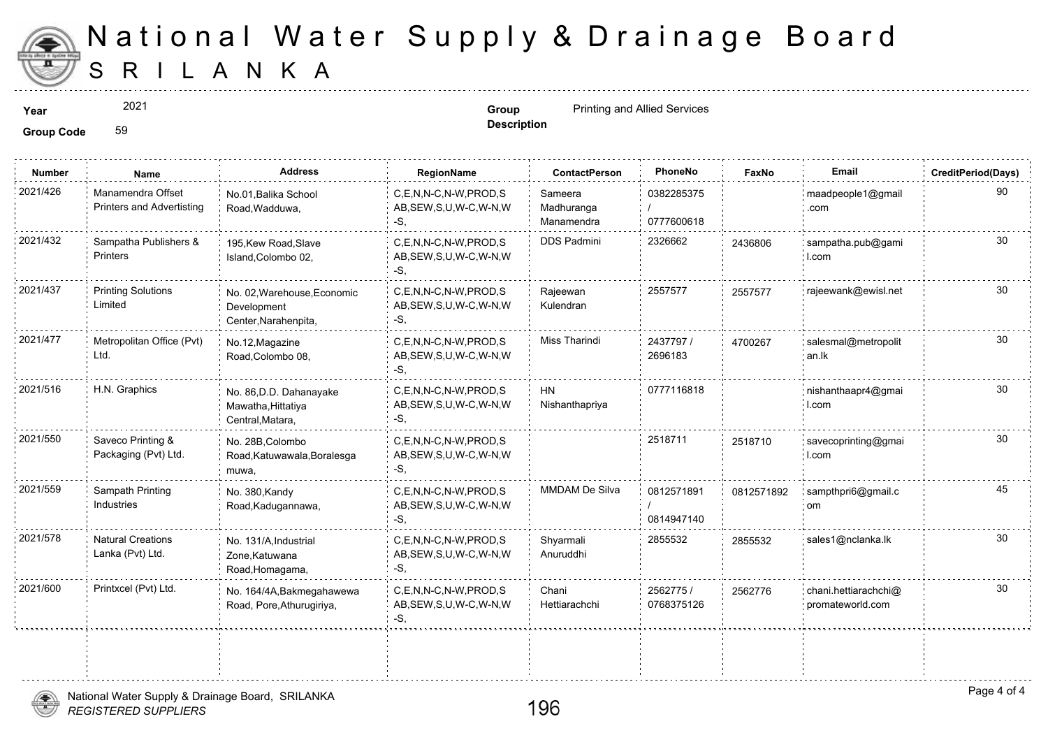# National Water Supply & Drainage Board

## SRILANKA

**Year** 2021

**Group Code** 59

**Group Description** Printing and Allied Services

| Number | Name | Address | RegionName | ContactPerson | PhoneNo | FaxNo | Email | CreditPeriod(Days) |
|---|---|---|---|---|---|---|---|---|
| 2021/426 | Manamendra Offset Printers and Advertising | No.01,Balika School Road,Wadduwa, | C,E,N,N-C,N-W,PROD,SAB,SEW,S,U,W-C,W-N,W-S, | Sameera Madhuranga Manamendra | 0382285375 / 0777600618 | | maadpeople1@gmail.com | 90 |
| 2021/432 | Sampatha Publishers & Printers | 195,Kew Road,Slave Island,Colombo 02, | C,E,N,N-C,N-W,PROD,SAB,SEW,S,U,W-C,W-N,W-S, | DDS Padmini | 2326662 | 2436806 | sampatha.pub@gamil.com | 30 |
| 2021/437 | Printing Solutions Limited | No. 02,Warehouse,Economic Development Center,Narahenpita, | C,E,N,N-C,N-W,PROD,SAB,SEW,S,U,W-C,W-N,W-S, | Rajeewan Kulendran | 2557577 | 2557577 | rajeewank@ewisl.net | 30 |
| 2021/477 | Metropolitan Office (Pvt) Ltd. | No.12,Magazine Road,Colombo 08, | C,E,N,N-C,N-W,PROD,SAB,SEW,S,U,W-C,W-N,W-S, | Miss Tharindi | 2437797 / 2696183 | 4700267 | salesmal@metropolitan.lk | 30 |
| 2021/516 | H.N. Graphics | No. 86,D.D. Dahanayake Mawatha,Hittatiya Central,Matara, | C,E,N,N-C,N-W,PROD,SAB,SEW,S,U,W-C,W-N,W-S, | HN Nishanthapriya | 0777116818 | | nishanthaapr4@gmail.com | 30 |
| 2021/550 | Saveco Printing & Packaging (Pvt) Ltd. | No. 28B,Colombo Road,Katuwawala,Boralesgamuwa, | C,E,N,N-C,N-W,PROD,SAB,SEW,S,U,W-C,W-N,W-S, | | 2518711 | 2518710 | savecoprinting@gmail.com | 30 |
| 2021/559 | Sampath Printing Industries | No. 380,Kandy Road,Kadugannawa, | C,E,N,N-C,N-W,PROD,SAB,SEW,S,U,W-C,W-N,W-S, | MMDAM De Silva | 0812571891 / 0814947140 | 0812571892 | sampthpri6@gmail.com | 45 |
| 2021/578 | Natural Creations Lanka (Pvt) Ltd. | No. 131/A,Industrial Zone,Katuwana Road,Homagama, | C,E,N,N-C,N-W,PROD,SAB,SEW,S,U,W-C,W-N,W-S, | Shyarmali Anuruddhi | 2855532 | 2855532 | sales1@nclanka.lk | 30 |
| 2021/600 | Printxcel (Pvt) Ltd. | No. 164/4A,Bakmegahawewa Road, Pore,Athurugiriya, | C,E,N,N-C,N-W,PROD,SAB,SEW,S,U,W-C,W-N,W-S, | Chani Hettiarachchi | 2562775 / 0768375126 | 2562776 | chani.hettiarachchi@promateworld.com | 30 |

National Water Supply & Drainage Board, SRILANKA

*REGISTERED SUPPLIERS*